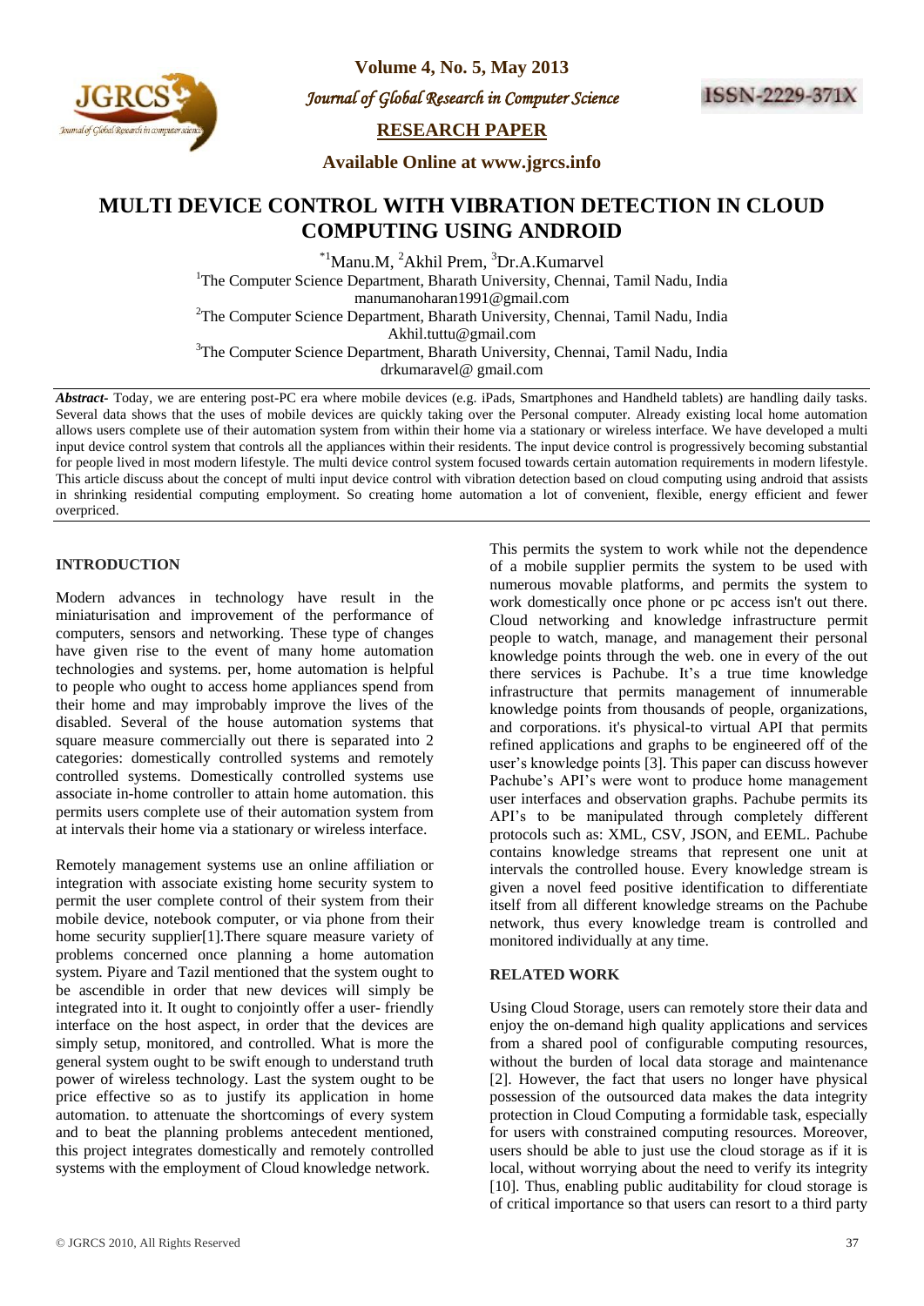# MULTI DEVICE CONTROL WITH VIBRATION DETECTION IN CLOUD COMPUTING USING ANDROID

*[1]Manu.M, [2]Akhil Prem, [3]Dr.A.Kumarvel

[1]The Computer Science Department, Bharath University, Chennai, Tamil Nadu, India
manumanoharan1991@gmail.com

[2]The Computer Science Department, Bharath University, Chennai, Tamil Nadu, India
Akhil.tuttu@gmail.com

[3]The Computer Science Department, Bharath University, Chennai, Tamil Nadu, India
drkumaravel@ gmail.com

***Abstract-*** Today, we are entering post-PC era where mobile devices (e.g. iPads, Smartphones and Handheld tablets) are handling daily tasks. Several data shows that the uses of mobile devices are quickly taking over the Personal computer. Already existing local home automation allows users complete use of their automation system from within their home via a stationary or wireless interface. We have developed a multi input device control system that controls all the appliances within their residents. The input device control is progressively becoming substantial for people lived in most modern lifestyle. The multi device control system focused towards certain automation requirements in modern lifestyle. This article discuss about the concept of multi input device control with vibration detection based on cloud computing using android that assists in shrinking residential computing employment. So creating home automation a lot of convenient, flexible, energy efficient and fewer overpriced.

## INTRODUCTION

Modern advances in technology have result in the miniaturisation and improvement of the performance of computers, sensors and networking. These type of changes have given rise to the event of many home automation technologies and systems. per, home automation is helpful to people who ought to access home appliances spend from their home and may improbably improve the lives of the disabled. Several of the house automation systems that square measure commercially out there is separated into 2 categories: domestically controlled systems and remotely controlled systems. Domestically controlled systems use associate in-home controller to attain home automation. this permits users complete use of their automation system from at intervals their home via a stationary or wireless interface.

Remotely management systems use an online affiliation or integration with associate existing home security system to permit the user complete control of their system from their mobile device, notebook computer, or via phone from their home security supplier[1].There square measure variety of problems concerned once planning a home automation system. Piyare and Tazil mentioned that the system ought to be ascendible in order that new devices will simply be integrated into it. It ought to conjointly offer a user- friendly interface on the host aspect, in order that the devices are simply setup, monitored, and controlled. What is more the general system ought to be swift enough to understand truth power of wireless technology. Last the system ought to be price effective so as to justify its application in home automation. to attenuate the shortcomings of every system and to beat the planning problems antecedent mentioned, this project integrates domestically and remotely controlled systems with the employment of Cloud knowledge network.

This permits the system to work while not the dependence of a mobile supplier permits the system to be used with numerous movable platforms, and permits the system to work domestically once phone or pc access isn't out there. Cloud networking and knowledge infrastructure permit people to watch, manage, and management their personal knowledge points through the web. one in every of the out there services is Pachube. It's a true time knowledge infrastructure that permits management of innumerable knowledge points from thousands of people, organizations, and corporations. it's physical-to virtual API that permits refined applications and graphs to be engineered off of the user's knowledge points [3]. This paper can discuss however Pachube's API's were wont to produce home management user interfaces and observation graphs. Pachube permits its API's to be manipulated through completely different protocols such as: XML, CSV, JSON, and EEML. Pachube contains knowledge streams that represent one unit at intervals the controlled house. Every knowledge stream is given a novel feed positive identification to differentiate itself from all different knowledge streams on the Pachube network, thus every knowledge tream is controlled and monitored individually at any time.

## RELATED WORK

Using Cloud Storage, users can remotely store their data and enjoy the on-demand high quality applications and services from a shared pool of configurable computing resources, without the burden of local data storage and maintenance [2]. However, the fact that users no longer have physical possession of the outsourced data makes the data integrity protection in Cloud Computing a formidable task, especially for users with constrained computing resources. Moreover, users should be able to just use the cloud storage as if it is local, without worrying about the need to verify its integrity [10]. Thus, enabling public auditability for cloud storage is of critical importance so that users can resort to a third party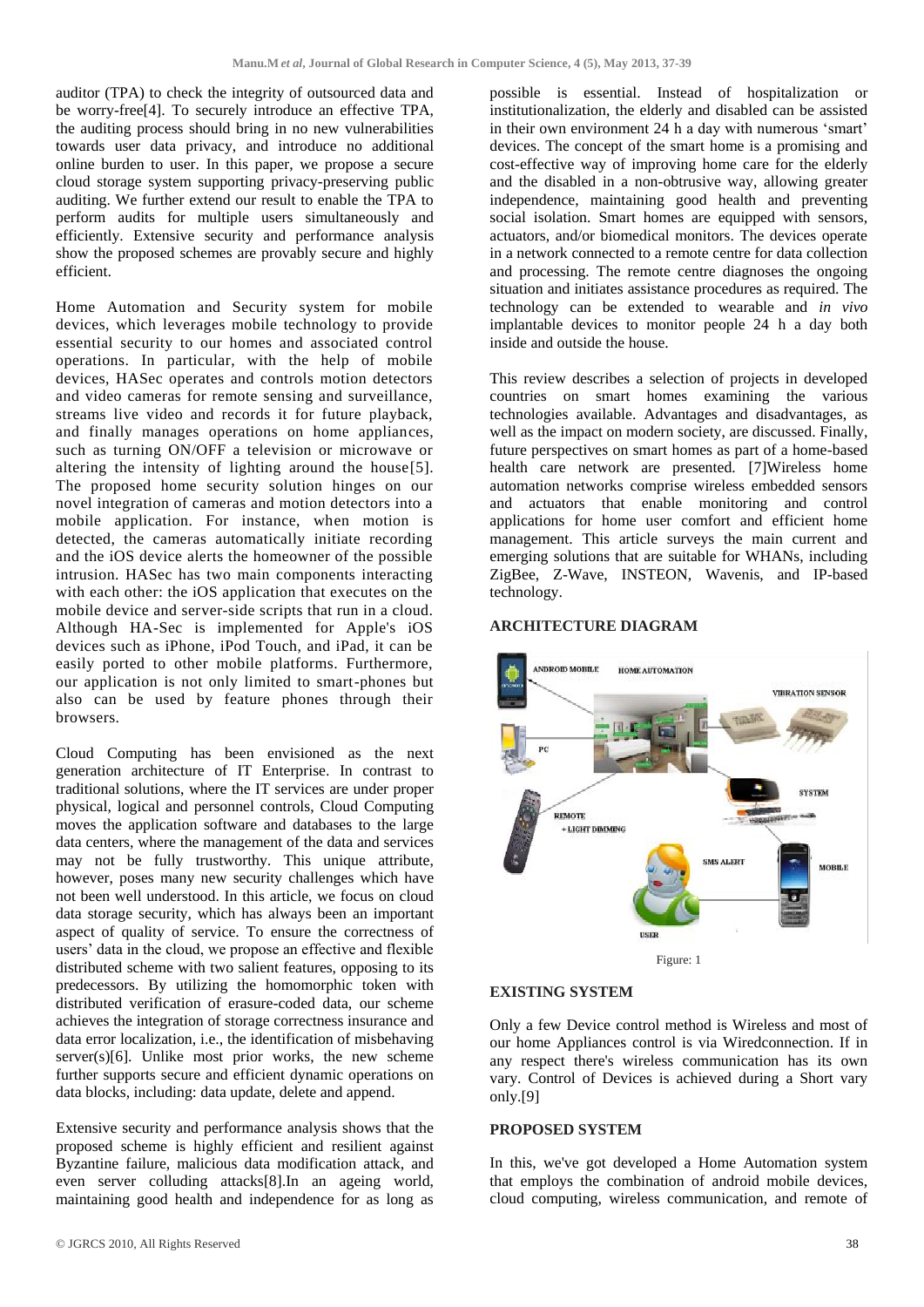auditor (TPA) to check the integrity of outsourced data and be worry-free[4]. To securely introduce an effective TPA, the auditing process should bring in no new vulnerabilities towards user data privacy, and introduce no additional online burden to user. In this paper, we propose a secure cloud storage system supporting privacy-preserving public auditing. We further extend our result to enable the TPA to perform audits for multiple users simultaneously and efficiently. Extensive security and performance analysis show the proposed schemes are provably secure and highly efficient.

Home Automation and Security system for mobile devices, which leverages mobile technology to provide essential security to our homes and associated control operations. In particular, with the help of mobile devices, HASec operates and controls motion detectors and video cameras for remote sensing and surveillance, streams live video and records it for future playback, and finally manages operations on home appliances, such as turning ON/OFF a television or microwave or altering the intensity of lighting around the house[5]. The proposed home security solution hinges on our novel integration of cameras and motion detectors into a mobile application. For instance, when motion is detected, the cameras automatically initiate recording and the iOS device alerts the homeowner of the possible intrusion. HASec has two main components interacting with each other: the iOS application that executes on the mobile device and server-side scripts that run in a cloud. Although HA-Sec is implemented for Apple's iOS devices such as iPhone, iPod Touch, and iPad, it can be easily ported to other mobile platforms. Furthermore, our application is not only limited to smart-phones but also can be used by feature phones through their browsers.

Cloud Computing has been envisioned as the next generation architecture of IT Enterprise. In contrast to traditional solutions, where the IT services are under proper physical, logical and personnel controls, Cloud Computing moves the application software and databases to the large data centers, where the management of the data and services may not be fully trustworthy. This unique attribute, however, poses many new security challenges which have not been well understood. In this article, we focus on cloud data storage security, which has always been an important aspect of quality of service. To ensure the correctness of users' data in the cloud, we propose an effective and flexible distributed scheme with two salient features, opposing to its predecessors. By utilizing the homomorphic token with distributed verification of erasure-coded data, our scheme achieves the integration of storage correctness insurance and data error localization, i.e., the identification of misbehaving server(s)[6]. Unlike most prior works, the new scheme further supports secure and efficient dynamic operations on data blocks, including: data update, delete and append.

Extensive security and performance analysis shows that the proposed scheme is highly efficient and resilient against Byzantine failure, malicious data modification attack, and even server colluding attacks[8].In an ageing world, maintaining good health and independence for as long as possible is essential. Instead of hospitalization or institutionalization, the elderly and disabled can be assisted in their own environment 24 h a day with numerous 'smart' devices. The concept of the smart home is a promising and cost-effective way of improving home care for the elderly and the disabled in a non-obtrusive way, allowing greater independence, maintaining good health and preventing social isolation. Smart homes are equipped with sensors, actuators, and/or biomedical monitors. The devices operate in a network connected to a remote centre for data collection and processing. The remote centre diagnoses the ongoing situation and initiates assistance procedures as required. The technology can be extended to wearable and *in vivo* implantable devices to monitor people 24 h a day both inside and outside the house.

This review describes a selection of projects in developed countries on smart homes examining the various technologies available. Advantages and disadvantages, as well as the impact on modern society, are discussed. Finally, future perspectives on smart homes as part of a home-based health care network are presented. [7]Wireless home automation networks comprise wireless embedded sensors and actuators that enable monitoring and control applications for home user comfort and efficient home management. This article surveys the main current and emerging solutions that are suitable for WHANs, including ZigBee, Z-Wave, INSTEON, Wavenis, and IP-based technology.

## ARCHITECTURE DIAGRAM

ANDROID MOBILE, HOME AUTOMATION, VIBRATION SENSOR, PC, SYSTEM, REMOTE + LIGHT DIMMING, SMS ALERT, MOBILE, USER

Figure: 1

## EXISTING SYSTEM

Only a few Device control method is Wireless and most of our home Appliances control is via Wiredconnection. If in any respect there's wireless communication has its own vary. Control of Devices is achieved during a Short vary only.[9]

## PROPOSED SYSTEM

In this, we've got developed a Home Automation system that employs the combination of android mobile devices, cloud computing, wireless communication, and remote of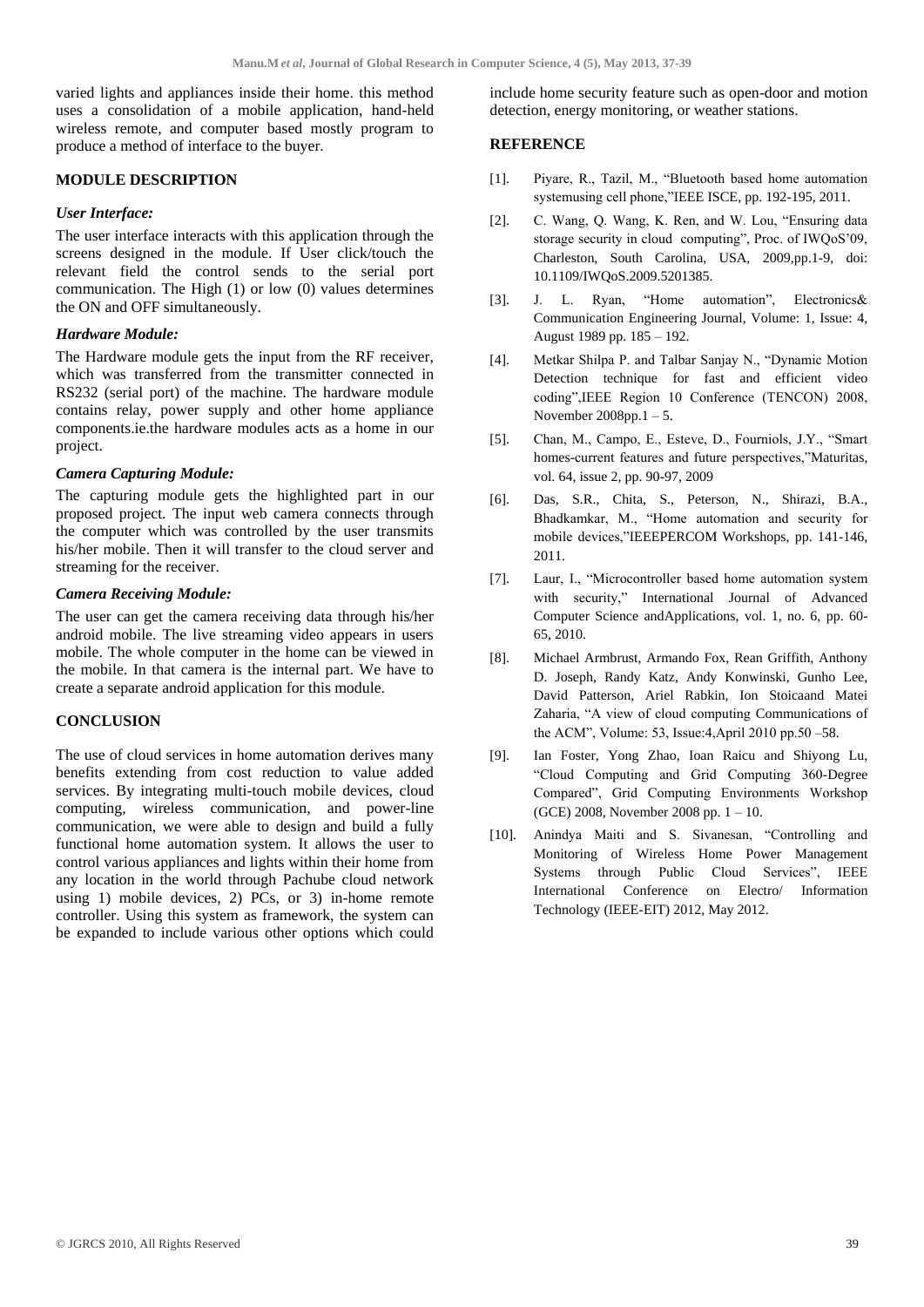varied lights and appliances inside their home. this method uses a consolidation of a mobile application, hand-held wireless remote, and computer based mostly program to produce a method of interface to the buyer.

## MODULE DESCRIPTION

### *User Interface:*

The user interface interacts with this application through the screens designed in the module. If User click/touch the relevant field the control sends to the serial port communication. The High (1) or low (0) values determines the ON and OFF simultaneously.

### *Hardware Module:*

The Hardware module gets the input from the RF receiver, which was transferred from the transmitter connected in RS232 (serial port) of the machine. The hardware module contains relay, power supply and other home appliance components.ie.the hardware modules acts as a home in our project.

### *Camera Capturing Module:*

The capturing module gets the highlighted part in our proposed project. The input web camera connects through the computer which was controlled by the user transmits his/her mobile. Then it will transfer to the cloud server and streaming for the receiver.

### *Camera Receiving Module:*

The user can get the camera receiving data through his/her android mobile. The live streaming video appears in users mobile. The whole computer in the home can be viewed in the mobile. In that camera is the internal part. We have to create a separate android application for this module.

## CONCLUSION

The use of cloud services in home automation derives many benefits extending from cost reduction to value added services. By integrating multi-touch mobile devices, cloud computing, wireless communication, and power-line communication, we were able to design and build a fully functional home automation system. It allows the user to control various appliances and lights within their home from any location in the world through Pachube cloud network using 1) mobile devices, 2) PCs, or 3) in-home remote controller. Using this system as framework, the system can be expanded to include various other options which could include home security feature such as open-door and motion detection, energy monitoring, or weather stations.

## REFERENCE

[1]. Piyare, R., Tazil, M., "Bluetooth based home automation systemusing cell phone,"IEEE ISCE, pp. 192-195, 2011.

[2]. C. Wang, Q. Wang, K. Ren, and W. Lou, "Ensuring data storage security in cloud computing", Proc. of IWQoS'09, Charleston, South Carolina, USA, 2009,pp.1-9, doi: 10.1109/IWQoS.2009.5201385.

[3]. J. L. Ryan, "Home automation", Electronics& Communication Engineering Journal, Volume: 1, Issue: 4, August 1989 pp. 185 – 192.

[4]. Metkar Shilpa P. and Talbar Sanjay N., "Dynamic Motion Detection technique for fast and efficient video coding",IEEE Region 10 Conference (TENCON) 2008, November 2008pp.1 – 5.

[5]. Chan, M., Campo, E., Esteve, D., Fourniols, J.Y., "Smart homes-current features and future perspectives,"Maturitas, vol. 64, issue 2, pp. 90-97, 2009

[6]. Das, S.R., Chita, S., Peterson, N., Shirazi, B.A., Bhadkamkar, M., "Home automation and security for mobile devices,"IEEEPERCOM Workshops, pp. 141-146, 2011.

[7]. Laur, I., "Microcontroller based home automation system with security," International Journal of Advanced Computer Science andApplications, vol. 1, no. 6, pp. 60-65, 2010.

[8]. Michael Armbrust, Armando Fox, Rean Griffith, Anthony D. Joseph, Randy Katz, Andy Konwinski, Gunho Lee, David Patterson, Ariel Rabkin, Ion Stoicaand Matei Zaharia, "A view of cloud computing Communications of the ACM", Volume: 53, Issue:4,April 2010 pp.50 –58.

[9]. Ian Foster, Yong Zhao, Ioan Raicu and Shiyong Lu, "Cloud Computing and Grid Computing 360-Degree Compared", Grid Computing Environments Workshop (GCE) 2008, November 2008 pp. 1 – 10.

[10]. Anindya Maiti and S. Sivanesan, "Controlling and Monitoring of Wireless Home Power Management Systems through Public Cloud Services", IEEE International Conference on Electro/ Information Technology (IEEE-EIT) 2012, May 2012.